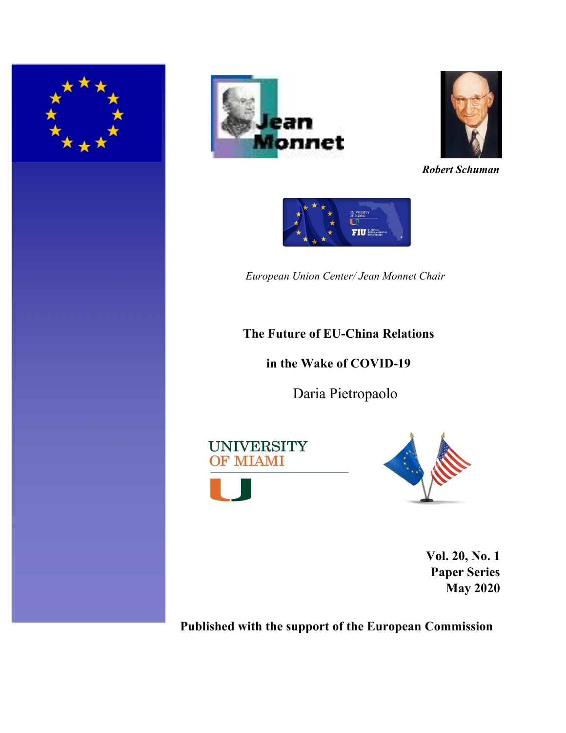*Robert Schuman*

*European Union Center/ Jean Monnet Chair*

**The Future of EU-China Relations**

**in the Wake of COVID-19**

Daria Pietropaolo

**Vol. 20, No. 1**
**Paper Series**
**May 2020**

**Published with the support of the European Commission**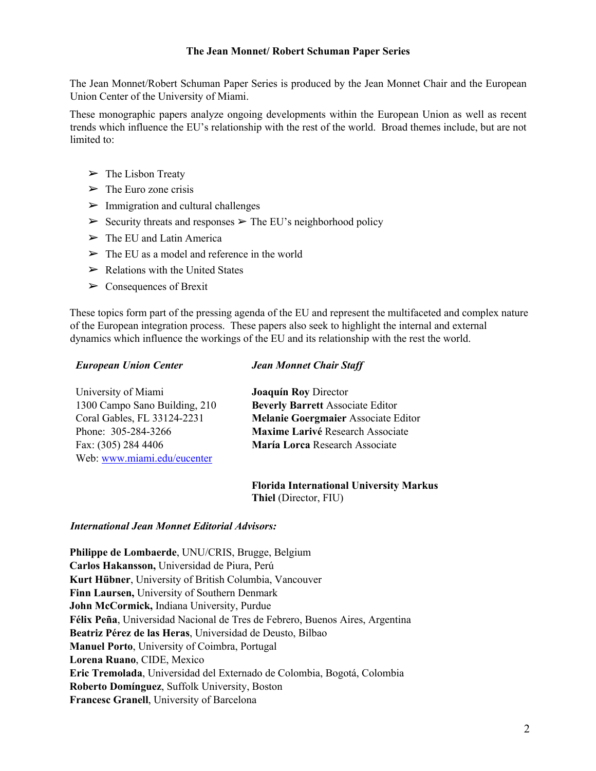### The Jean Monnet/ Robert Schuman Paper Series

The Jean Monnet/Robert Schuman Paper Series is produced by the Jean Monnet Chair and the European Union Center of the University of Miami.

These monographic papers analyze ongoing developments within the European Union as well as recent trends which influence the EU's relationship with the rest of the world. Broad themes include, but are not limited to:

- ➢ The Lisbon Treaty
- ➢ The Euro zone crisis
- ➢ Immigration and cultural challenges
- ➢ Security threats and responses ➢ The EU's neighborhood policy
- ➢ The EU and Latin America
- ➢ The EU as a model and reference in the world
- ➢ Relations with the United States
- ➢ Consequences of Brexit

These topics form part of the pressing agenda of the EU and represent the multifaceted and complex nature of the European integration process. These papers also seek to highlight the internal and external dynamics which influence the workings of the EU and its relationship with the rest the world.

***European Union Center***

University of Miami
1300 Campo Sano Building, 210
Coral Gables, FL 33124-2231
Phone: 305-284-3266
Fax: (305) 284 4406
Web: www.miami.edu/eucenter

***Jean Monnet Chair Staff***

**Joaquín Roy** Director
**Beverly Barrett** Associate Editor
**Melanie Goergmaier** Associate Editor
**Maxime Larivé** Research Associate
**María Lorca** Research Associate

**Florida International University Markus Thiel** (Director, FIU)

***International Jean Monnet Editorial Advisors:***

**Philippe de Lombaerde**, UNU/CRIS, Brugge, Belgium
**Carlos Hakansson,** Universidad de Piura, Perú
**Kurt Hübner**, University of British Columbia, Vancouver
**Finn Laursen,** University of Southern Denmark
**John McCormick,** Indiana University, Purdue
**Félix Peña**, Universidad Nacional de Tres de Febrero, Buenos Aires, Argentina
**Beatriz Pérez de las Heras**, Universidad de Deusto, Bilbao
**Manuel Porto**, University of Coimbra, Portugal
**Lorena Ruano**, CIDE, Mexico
**Eric Tremolada**, Universidad del Externado de Colombia, Bogotá, Colombia
**Roberto Domínguez**, Suffolk University, Boston
**Francesc Granell**, University of Barcelona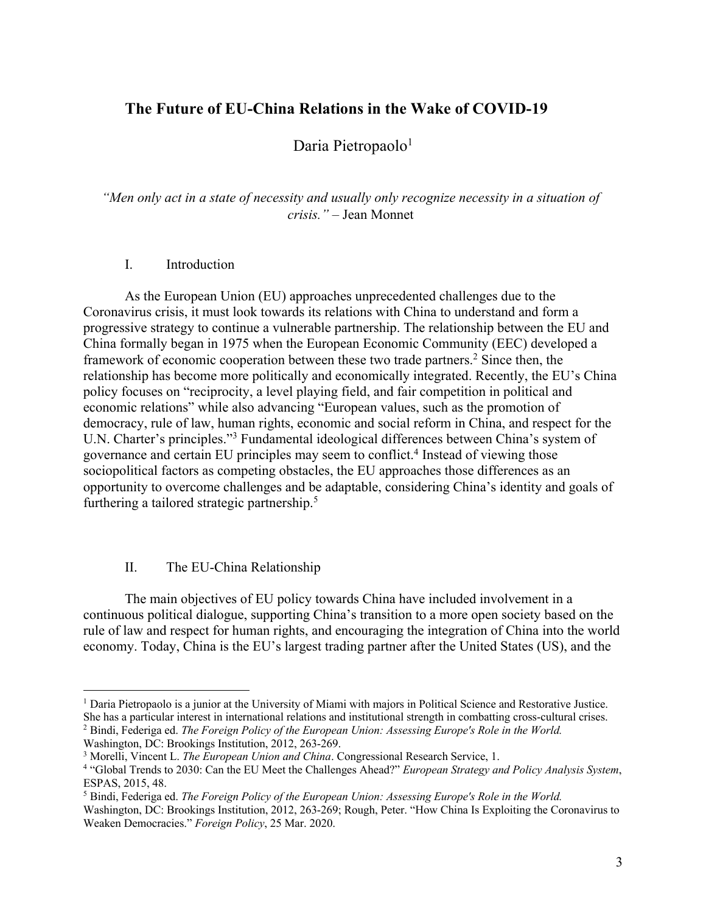# The Future of EU-China Relations in the Wake of COVID-19

Daria Pietropaolo[1]

*"Men only act in a state of necessity and usually only recognize necessity in a situation of crisis."* – Jean Monnet

## I. Introduction

As the European Union (EU) approaches unprecedented challenges due to the Coronavirus crisis, it must look towards its relations with China to understand and form a progressive strategy to continue a vulnerable partnership. The relationship between the EU and China formally began in 1975 when the European Economic Community (EEC) developed a framework of economic cooperation between these two trade partners.[2] Since then, the relationship has become more politically and economically integrated. Recently, the EU's China policy focuses on "reciprocity, a level playing field, and fair competition in political and economic relations" while also advancing "European values, such as the promotion of democracy, rule of law, human rights, economic and social reform in China, and respect for the U.N. Charter's principles."[3] Fundamental ideological differences between China's system of governance and certain EU principles may seem to conflict.[4] Instead of viewing those sociopolitical factors as competing obstacles, the EU approaches those differences as an opportunity to overcome challenges and be adaptable, considering China's identity and goals of furthering a tailored strategic partnership.[5]

## II. The EU-China Relationship

The main objectives of EU policy towards China have included involvement in a continuous political dialogue, supporting China's transition to a more open society based on the rule of law and respect for human rights, and encouraging the integration of China into the world economy. Today, China is the EU's largest trading partner after the United States (US), and the

---

[1] Daria Pietropaolo is a junior at the University of Miami with majors in Political Science and Restorative Justice. She has a particular interest in international relations and institutional strength in combatting cross-cultural crises.

[2] Bindi, Federiga ed. *The Foreign Policy of the European Union: Assessing Europe's Role in the World.* Washington, DC: Brookings Institution, 2012, 263-269.

[3] Morelli, Vincent L. *The European Union and China*. Congressional Research Service, 1.

[4] "Global Trends to 2030: Can the EU Meet the Challenges Ahead?" *European Strategy and Policy Analysis System*, ESPAS, 2015, 48.

[5] Bindi, Federiga ed. *The Foreign Policy of the European Union: Assessing Europe's Role in the World.* Washington, DC: Brookings Institution, 2012, 263-269; Rough, Peter. "How China Is Exploiting the Coronavirus to Weaken Democracies." *Foreign Policy*, 25 Mar. 2020.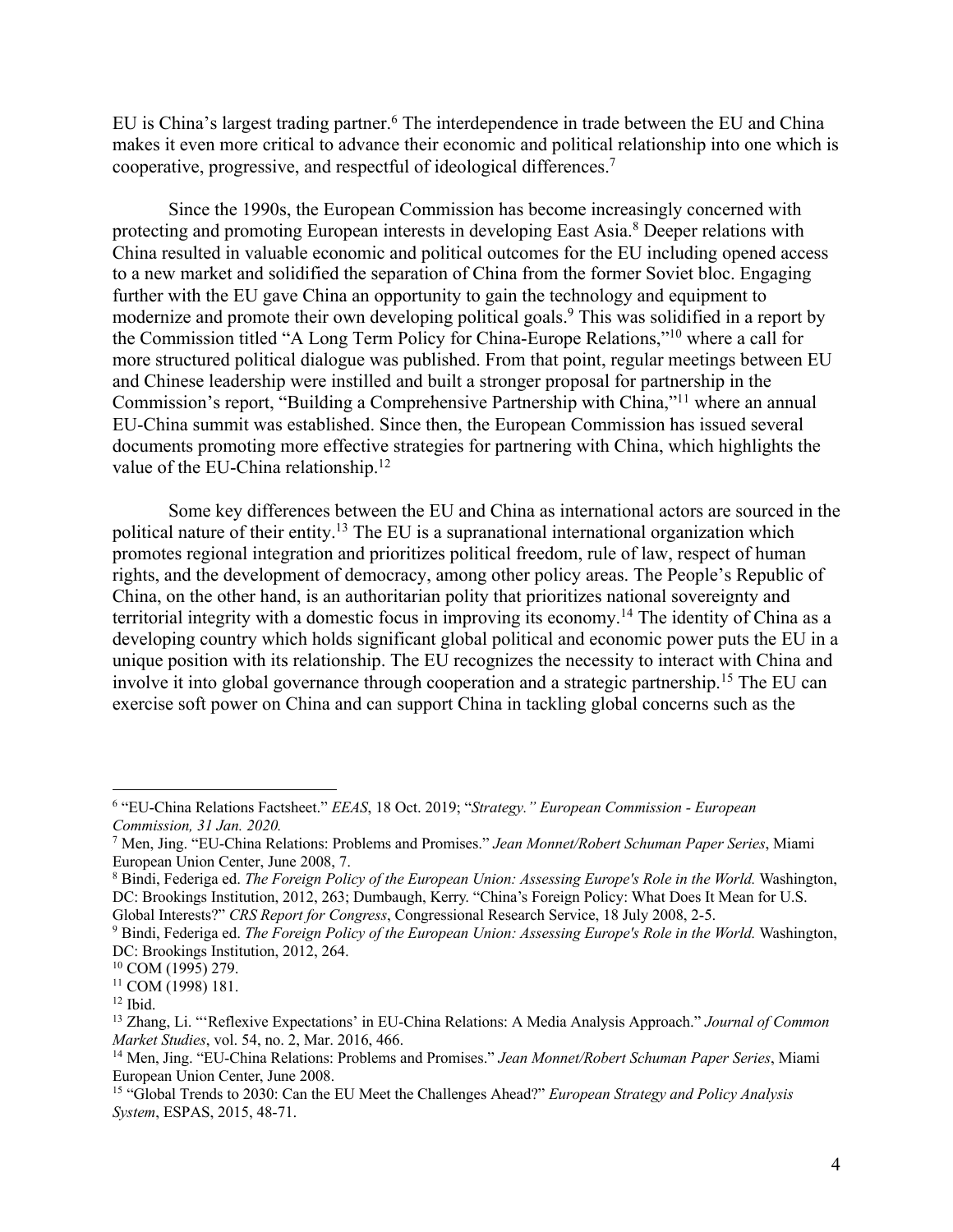EU is China's largest trading partner.[6] The interdependence in trade between the EU and China makes it even more critical to advance their economic and political relationship into one which is cooperative, progressive, and respectful of ideological differences.[7]

Since the 1990s, the European Commission has become increasingly concerned with protecting and promoting European interests in developing East Asia.[8] Deeper relations with China resulted in valuable economic and political outcomes for the EU including opened access to a new market and solidified the separation of China from the former Soviet bloc. Engaging further with the EU gave China an opportunity to gain the technology and equipment to modernize and promote their own developing political goals.[9] This was solidified in a report by the Commission titled "A Long Term Policy for China-Europe Relations,"[10] where a call for more structured political dialogue was published. From that point, regular meetings between EU and Chinese leadership were instilled and built a stronger proposal for partnership in the Commission's report, "Building a Comprehensive Partnership with China,"[11] where an annual EU-China summit was established. Since then, the European Commission has issued several documents promoting more effective strategies for partnering with China, which highlights the value of the EU-China relationship.[12]

Some key differences between the EU and China as international actors are sourced in the political nature of their entity.[13] The EU is a supranational international organization which promotes regional integration and prioritizes political freedom, rule of law, respect of human rights, and the development of democracy, among other policy areas. The People's Republic of China, on the other hand, is an authoritarian polity that prioritizes national sovereignty and territorial integrity with a domestic focus in improving its economy.[14] The identity of China as a developing country which holds significant global political and economic power puts the EU in a unique position with its relationship. The EU recognizes the necessity to interact with China and involve it into global governance through cooperation and a strategic partnership.[15] The EU can exercise soft power on China and can support China in tackling global concerns such as the

---

[6] "EU-China Relations Factsheet." *EEAS*, 18 Oct. 2019; "*Strategy." European Commission - European Commission, 31 Jan. 2020.*

[7] Men, Jing. "EU-China Relations: Problems and Promises." *Jean Monnet/Robert Schuman Paper Series*, Miami European Union Center, June 2008, 7.

[8] Bindi, Federiga ed. *The Foreign Policy of the European Union: Assessing Europe's Role in the World.* Washington, DC: Brookings Institution, 2012, 263; Dumbaugh, Kerry. "China's Foreign Policy: What Does It Mean for U.S. Global Interests?" *CRS Report for Congress*, Congressional Research Service, 18 July 2008, 2-5.

[9] Bindi, Federiga ed. *The Foreign Policy of the European Union: Assessing Europe's Role in the World.* Washington, DC: Brookings Institution, 2012, 264.

[10] COM (1995) 279.

[11] COM (1998) 181.

[12] Ibid.

[13] Zhang, Li. "'Reflexive Expectations' in EU-China Relations: A Media Analysis Approach." *Journal of Common Market Studies*, vol. 54, no. 2, Mar. 2016, 466.

[14] Men, Jing. "EU-China Relations: Problems and Promises." *Jean Monnet/Robert Schuman Paper Series*, Miami European Union Center, June 2008.

[15] "Global Trends to 2030: Can the EU Meet the Challenges Ahead?" *European Strategy and Policy Analysis System*, ESPAS, 2015, 48-71.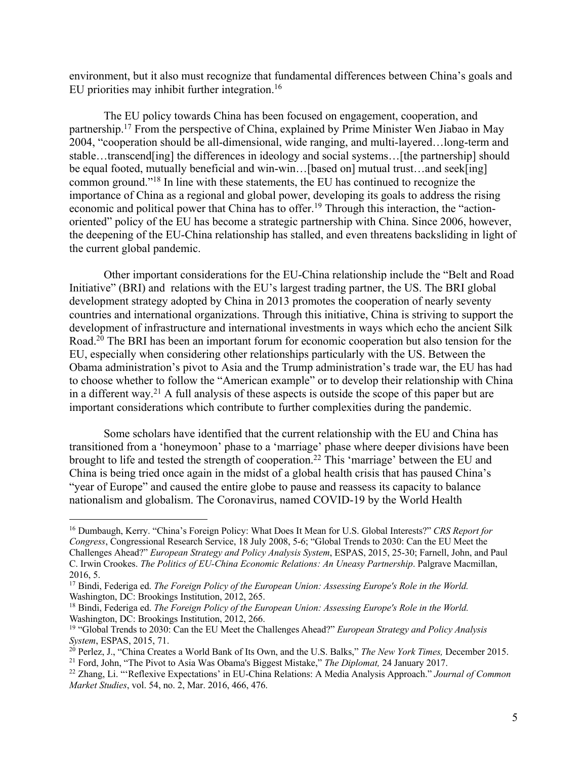environment, but it also must recognize that fundamental differences between China's goals and EU priorities may inhibit further integration.[16]

The EU policy towards China has been focused on engagement, cooperation, and partnership.[17] From the perspective of China, explained by Prime Minister Wen Jiabao in May 2004, "cooperation should be all-dimensional, wide ranging, and multi-layered…long-term and stable…transcend[ing] the differences in ideology and social systems…[the partnership] should be equal footed, mutually beneficial and win-win…[based on] mutual trust…and seek[ing] common ground."[18] In line with these statements, the EU has continued to recognize the importance of China as a regional and global power, developing its goals to address the rising economic and political power that China has to offer.[19] Through this interaction, the "action-oriented" policy of the EU has become a strategic partnership with China. Since 2006, however, the deepening of the EU-China relationship has stalled, and even threatens backsliding in light of the current global pandemic.

Other important considerations for the EU-China relationship include the "Belt and Road Initiative" (BRI) and  relations with the EU's largest trading partner, the US. The BRI global development strategy adopted by China in 2013 promotes the cooperation of nearly seventy countries and international organizations. Through this initiative, China is striving to support the development of infrastructure and international investments in ways which echo the ancient Silk Road.[20] The BRI has been an important forum for economic cooperation but also tension for the EU, especially when considering other relationships particularly with the US. Between the Obama administration's pivot to Asia and the Trump administration's trade war, the EU has had to choose whether to follow the "American example" or to develop their relationship with China in a different way.[21] A full analysis of these aspects is outside the scope of this paper but are important considerations which contribute to further complexities during the pandemic.

Some scholars have identified that the current relationship with the EU and China has transitioned from a 'honeymoon' phase to a 'marriage' phase where deeper divisions have been brought to life and tested the strength of cooperation.[22] This 'marriage' between the EU and China is being tried once again in the midst of a global health crisis that has paused China's "year of Europe" and caused the entire globe to pause and reassess its capacity to balance nationalism and globalism. The Coronavirus, named COVID-19 by the World Health

---

[16] Dumbaugh, Kerry. "China's Foreign Policy: What Does It Mean for U.S. Global Interests?" *CRS Report for Congress*, Congressional Research Service, 18 July 2008, 5-6; "Global Trends to 2030: Can the EU Meet the Challenges Ahead?" *European Strategy and Policy Analysis System*, ESPAS, 2015, 25-30; Farnell, John, and Paul C. Irwin Crookes. *The Politics of EU-China Economic Relations: An Uneasy Partnership*. Palgrave Macmillan, 2016, 5.

[17] Bindi, Federiga ed. *The Foreign Policy of the European Union: Assessing Europe's Role in the World.* Washington, DC: Brookings Institution, 2012, 265.

[18] Bindi, Federiga ed. *The Foreign Policy of the European Union: Assessing Europe's Role in the World.* Washington, DC: Brookings Institution, 2012, 266.

[19] "Global Trends to 2030: Can the EU Meet the Challenges Ahead?" *European Strategy and Policy Analysis System*, ESPAS, 2015, 71.

[20] Perlez, J., "China Creates a World Bank of Its Own, and the U.S. Balks," *The New York Times,* December 2015.

[21] Ford, John, "The Pivot to Asia Was Obama's Biggest Mistake," *The Diplomat,* 24 January 2017.

[22] Zhang, Li. "'Reflexive Expectations' in EU-China Relations: A Media Analysis Approach." *Journal of Common Market Studies*, vol. 54, no. 2, Mar. 2016, 466, 476.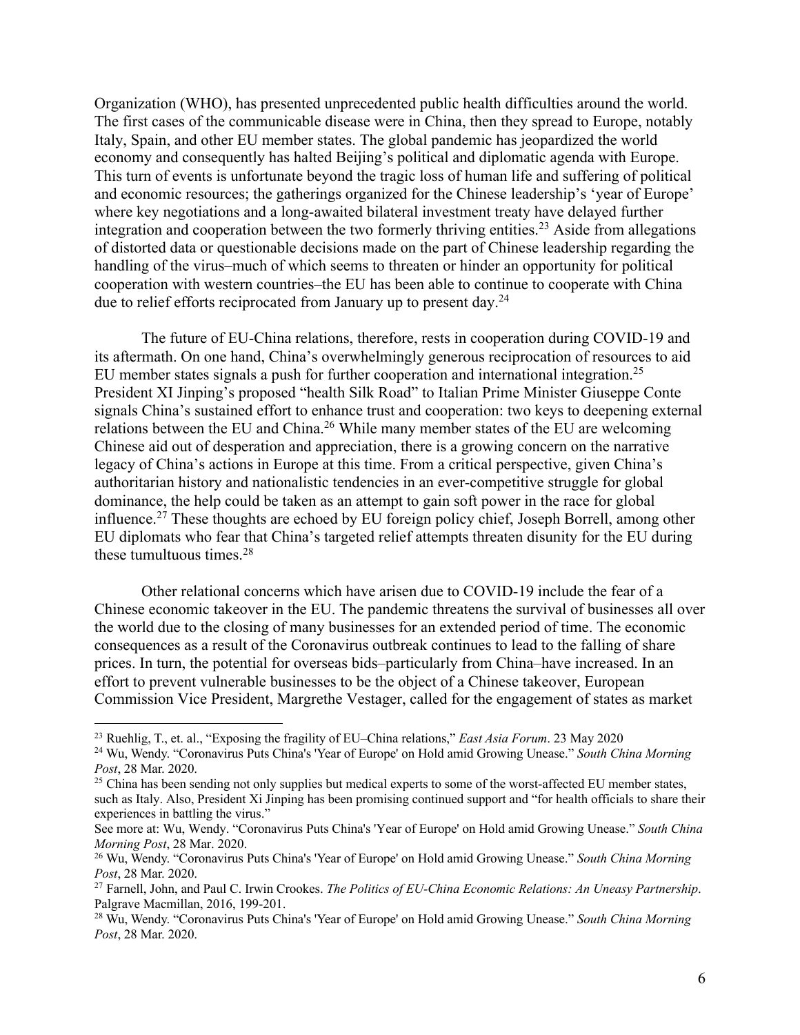Organization (WHO), has presented unprecedented public health difficulties around the world. The first cases of the communicable disease were in China, then they spread to Europe, notably Italy, Spain, and other EU member states. The global pandemic has jeopardized the world economy and consequently has halted Beijing's political and diplomatic agenda with Europe. This turn of events is unfortunate beyond the tragic loss of human life and suffering of political and economic resources; the gatherings organized for the Chinese leadership's 'year of Europe' where key negotiations and a long-awaited bilateral investment treaty have delayed further integration and cooperation between the two formerly thriving entities.[23] Aside from allegations of distorted data or questionable decisions made on the part of Chinese leadership regarding the handling of the virus–much of which seems to threaten or hinder an opportunity for political cooperation with western countries–the EU has been able to continue to cooperate with China due to relief efforts reciprocated from January up to present day.[24]

The future of EU-China relations, therefore, rests in cooperation during COVID-19 and its aftermath. On one hand, China's overwhelmingly generous reciprocation of resources to aid EU member states signals a push for further cooperation and international integration.[25] President XI Jinping's proposed "health Silk Road" to Italian Prime Minister Giuseppe Conte signals China's sustained effort to enhance trust and cooperation: two keys to deepening external relations between the EU and China.[26] While many member states of the EU are welcoming Chinese aid out of desperation and appreciation, there is a growing concern on the narrative legacy of China's actions in Europe at this time. From a critical perspective, given China's authoritarian history and nationalistic tendencies in an ever-competitive struggle for global dominance, the help could be taken as an attempt to gain soft power in the race for global influence.[27] These thoughts are echoed by EU foreign policy chief, Joseph Borrell, among other EU diplomats who fear that China's targeted relief attempts threaten disunity for the EU during these tumultuous times.[28]

Other relational concerns which have arisen due to COVID-19 include the fear of a Chinese economic takeover in the EU. The pandemic threatens the survival of businesses all over the world due to the closing of many businesses for an extended period of time. The economic consequences as a result of the Coronavirus outbreak continues to lead to the falling of share prices. In turn, the potential for overseas bids–particularly from China–have increased. In an effort to prevent vulnerable businesses to be the object of a Chinese takeover, European Commission Vice President, Margrethe Vestager, called for the engagement of states as market

---

[23] Ruehlig, T., et. al., "Exposing the fragility of EU–China relations," *East Asia Forum*. 23 May 2020

[24] Wu, Wendy. "Coronavirus Puts China's 'Year of Europe' on Hold amid Growing Unease." *South China Morning Post*, 28 Mar. 2020.

[25] China has been sending not only supplies but medical experts to some of the worst-affected EU member states, such as Italy. Also, President Xi Jinping has been promising continued support and "for health officials to share their experiences in battling the virus."
See more at: Wu, Wendy. "Coronavirus Puts China's 'Year of Europe' on Hold amid Growing Unease." *South China Morning Post*, 28 Mar. 2020.

[26] Wu, Wendy. "Coronavirus Puts China's 'Year of Europe' on Hold amid Growing Unease." *South China Morning Post*, 28 Mar. 2020.

[27] Farnell, John, and Paul C. Irwin Crookes. *The Politics of EU-China Economic Relations: An Uneasy Partnership*. Palgrave Macmillan, 2016, 199-201.

[28] Wu, Wendy. "Coronavirus Puts China's 'Year of Europe' on Hold amid Growing Unease." *South China Morning Post*, 28 Mar. 2020.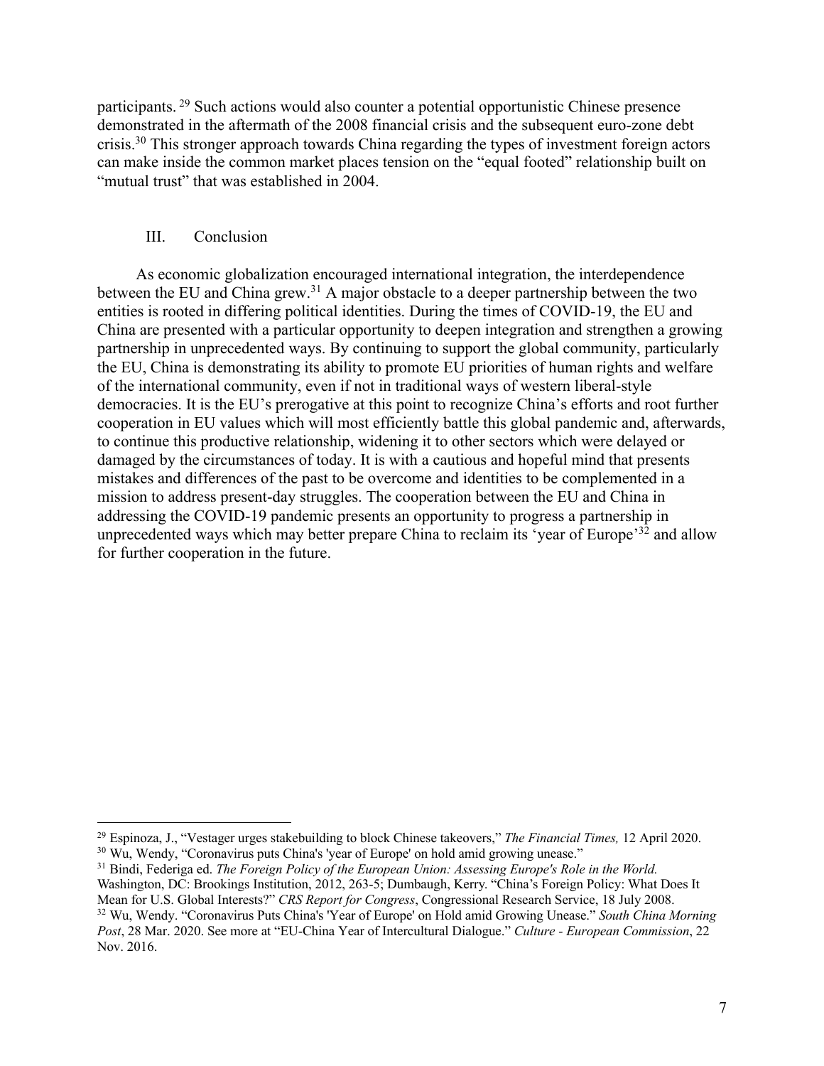participants.[29] Such actions would also counter a potential opportunistic Chinese presence demonstrated in the aftermath of the 2008 financial crisis and the subsequent euro-zone debt crisis.[30] This stronger approach towards China regarding the types of investment foreign actors can make inside the common market places tension on the "equal footed" relationship built on "mutual trust" that was established in 2004.

## III. Conclusion

As economic globalization encouraged international integration, the interdependence between the EU and China grew.[31] A major obstacle to a deeper partnership between the two entities is rooted in differing political identities. During the times of COVID-19, the EU and China are presented with a particular opportunity to deepen integration and strengthen a growing partnership in unprecedented ways. By continuing to support the global community, particularly the EU, China is demonstrating its ability to promote EU priorities of human rights and welfare of the international community, even if not in traditional ways of western liberal-style democracies. It is the EU's prerogative at this point to recognize China's efforts and root further cooperation in EU values which will most efficiently battle this global pandemic and, afterwards, to continue this productive relationship, widening it to other sectors which were delayed or damaged by the circumstances of today. It is with a cautious and hopeful mind that presents mistakes and differences of the past to be overcome and identities to be complemented in a mission to address present-day struggles. The cooperation between the EU and China in addressing the COVID-19 pandemic presents an opportunity to progress a partnership in unprecedented ways which may better prepare China to reclaim its 'year of Europe'[32] and allow for further cooperation in the future.

---

[29] Espinoza, J., "Vestager urges stakebuilding to block Chinese takeovers," *The Financial Times,* 12 April 2020.

[30] Wu, Wendy, "Coronavirus puts China's 'year of Europe' on hold amid growing unease."

[31] Bindi, Federiga ed. *The Foreign Policy of the European Union: Assessing Europe's Role in the World.* Washington, DC: Brookings Institution, 2012, 263-5; Dumbaugh, Kerry. "China's Foreign Policy: What Does It Mean for U.S. Global Interests?" *CRS Report for Congress*, Congressional Research Service, 18 July 2008.

[32] Wu, Wendy. "Coronavirus Puts China's 'Year of Europe' on Hold amid Growing Unease." *South China Morning Post*, 28 Mar. 2020. See more at "EU-China Year of Intercultural Dialogue." *Culture - European Commission*, 22 Nov. 2016.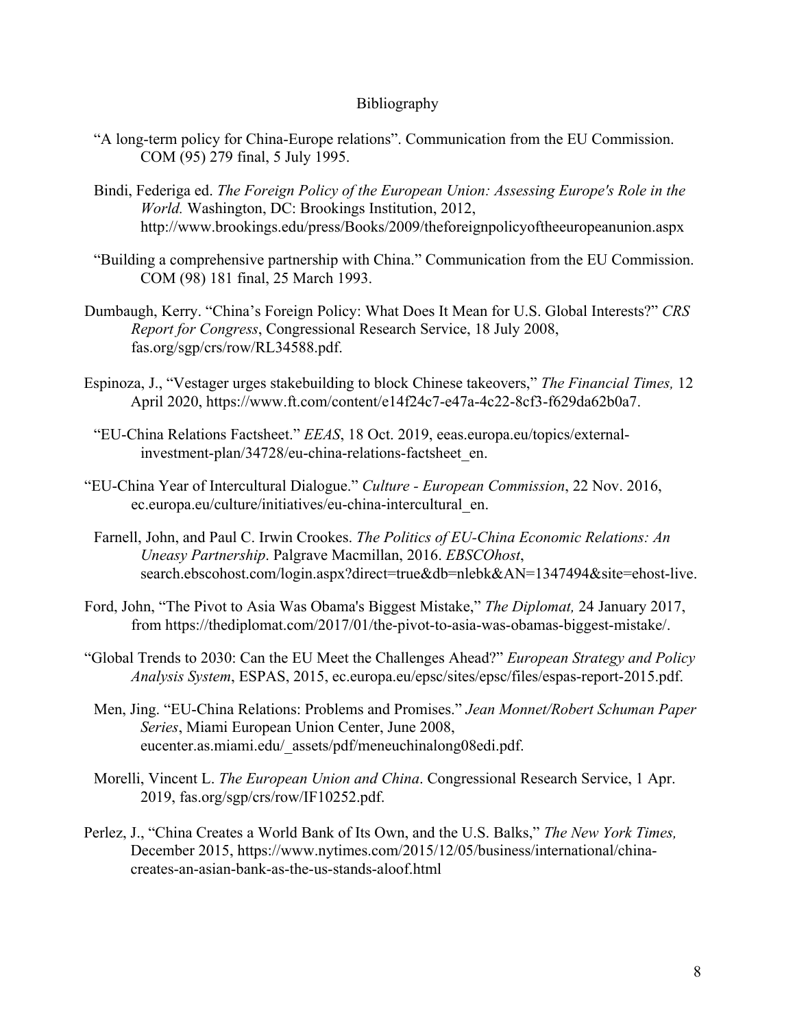# Bibliography

"A long-term policy for China-Europe relations". Communication from the EU Commission. COM (95) 279 final, 5 July 1995.

Bindi, Federiga ed. *The Foreign Policy of the European Union: Assessing Europe's Role in the World.* Washington, DC: Brookings Institution, 2012, http://www.brookings.edu/press/Books/2009/theforeignpolicyoftheeuropeanunion.aspx

"Building a comprehensive partnership with China." Communication from the EU Commission. COM (98) 181 final, 25 March 1993.

Dumbaugh, Kerry. "China's Foreign Policy: What Does It Mean for U.S. Global Interests?" *CRS Report for Congress*, Congressional Research Service, 18 July 2008, fas.org/sgp/crs/row/RL34588.pdf.

Espinoza, J., "Vestager urges stakebuilding to block Chinese takeovers," *The Financial Times,* 12 April 2020, https://www.ft.com/content/e14f24c7-e47a-4c22-8cf3-f629da62b0a7.

"EU-China Relations Factsheet." *EEAS*, 18 Oct. 2019, eeas.europa.eu/topics/external-investment-plan/34728/eu-china-relations-factsheet_en.

"EU-China Year of Intercultural Dialogue." *Culture - European Commission*, 22 Nov. 2016, ec.europa.eu/culture/initiatives/eu-china-intercultural_en.

Farnell, John, and Paul C. Irwin Crookes. *The Politics of EU-China Economic Relations: An Uneasy Partnership*. Palgrave Macmillan, 2016. *EBSCOhost*, search.ebscohost.com/login.aspx?direct=true&db=nlebk&AN=1347494&site=ehost-live.

Ford, John, "The Pivot to Asia Was Obama's Biggest Mistake," *The Diplomat,* 24 January 2017, from https://thediplomat.com/2017/01/the-pivot-to-asia-was-obamas-biggest-mistake/.

"Global Trends to 2030: Can the EU Meet the Challenges Ahead?" *European Strategy and Policy Analysis System*, ESPAS, 2015, ec.europa.eu/epsc/sites/epsc/files/espas-report-2015.pdf.

Men, Jing. "EU-China Relations: Problems and Promises." *Jean Monnet/Robert Schuman Paper Series*, Miami European Union Center, June 2008, eucenter.as.miami.edu/_assets/pdf/meneuchinalong08edi.pdf.

Morelli, Vincent L. *The European Union and China*. Congressional Research Service, 1 Apr. 2019, fas.org/sgp/crs/row/IF10252.pdf.

Perlez, J., "China Creates a World Bank of Its Own, and the U.S. Balks," *The New York Times,* December 2015, https://www.nytimes.com/2015/12/05/business/international/china-creates-an-asian-bank-as-the-us-stands-aloof.html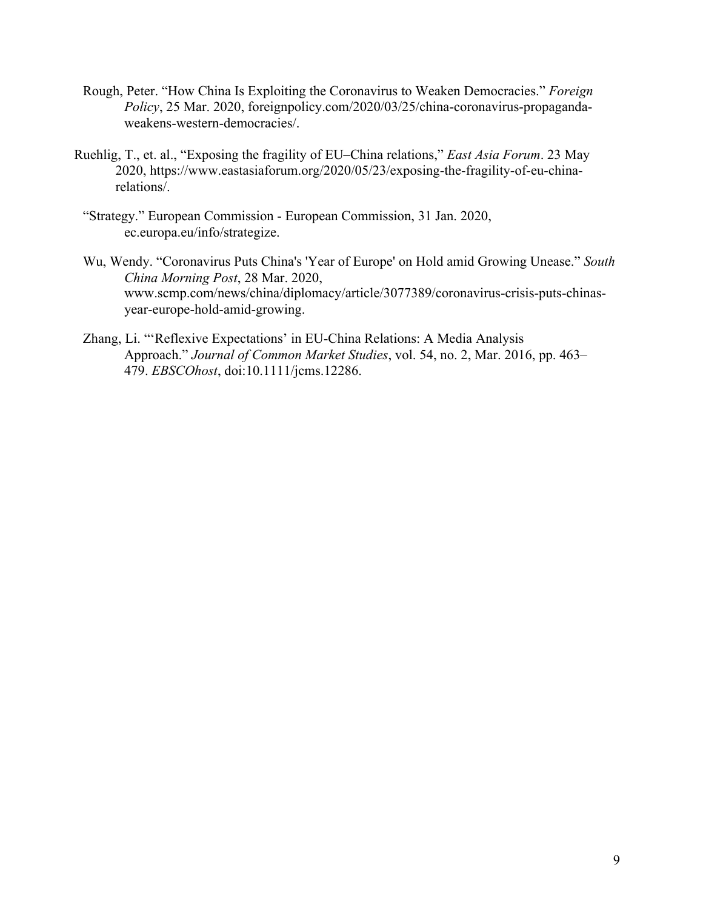Rough, Peter. "How China Is Exploiting the Coronavirus to Weaken Democracies." *Foreign Policy*, 25 Mar. 2020, foreignpolicy.com/2020/03/25/china-coronavirus-propaganda-weakens-western-democracies/.

Ruehlig, T., et. al., "Exposing the fragility of EU–China relations," *East Asia Forum*. 23 May 2020, https://www.eastasiaforum.org/2020/05/23/exposing-the-fragility-of-eu-china-relations/.

"Strategy." European Commission - European Commission, 31 Jan. 2020, ec.europa.eu/info/strategize.

Wu, Wendy. "Coronavirus Puts China's 'Year of Europe' on Hold amid Growing Unease." *South China Morning Post*, 28 Mar. 2020, www.scmp.com/news/china/diplomacy/article/3077389/coronavirus-crisis-puts-chinas-year-europe-hold-amid-growing.

Zhang, Li. "'Reflexive Expectations' in EU-China Relations: A Media Analysis Approach." *Journal of Common Market Studies*, vol. 54, no. 2, Mar. 2016, pp. 463–479. *EBSCOhost*, doi:10.1111/jcms.12286.